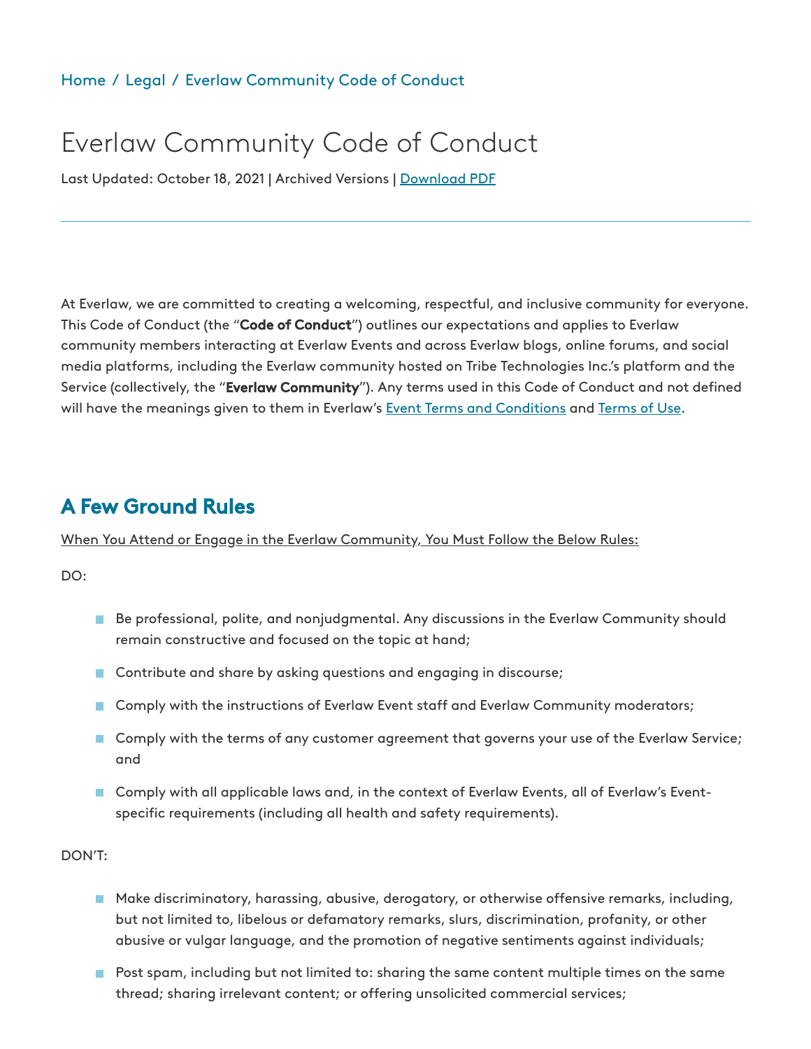Home / Legal / Everlaw Community Code of Conduct

# Everlaw Community Code of Conduct

Last Updated: October 18, 2021 | Archived Versions | Download PDF

At Everlaw, we are committed to creating a welcoming, respectful, and inclusive community for everyone. This Code of Conduct (the "**Code of Conduct**") outlines our expectations and applies to Everlaw community members interacting at Everlaw Events and across Everlaw blogs, online forums, and social media platforms, including the Everlaw community hosted on Tribe Technologies Inc.'s platform and the Service (collectively, the "**Everlaw Community**"). Any terms used in this Code of Conduct and not defined will have the meanings given to them in Everlaw's Event Terms and Conditions and Terms of Use.

## A Few Ground Rules

When You Attend or Engage in the Everlaw Community, You Must Follow the Below Rules:

DO:

- Be professional, polite, and nonjudgmental. Any discussions in the Everlaw Community should remain constructive and focused on the topic at hand;
- Contribute and share by asking questions and engaging in discourse;
- Comply with the instructions of Everlaw Event staff and Everlaw Community moderators;
- Comply with the terms of any customer agreement that governs your use of the Everlaw Service; and
- Comply with all applicable laws and, in the context of Everlaw Events, all of Everlaw's Event-specific requirements (including all health and safety requirements).

DON'T:

- Make discriminatory, harassing, abusive, derogatory, or otherwise offensive remarks, including, but not limited to, libelous or defamatory remarks, slurs, discrimination, profanity, or other abusive or vulgar language, and the promotion of negative sentiments against individuals;
- Post spam, including but not limited to: sharing the same content multiple times on the same thread; sharing irrelevant content; or offering unsolicited commercial services;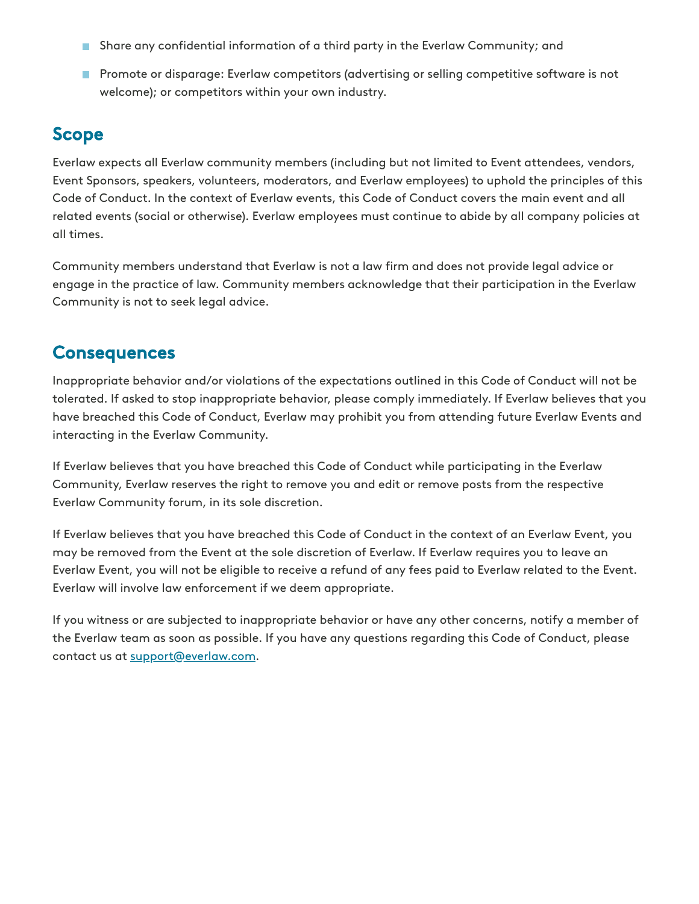- Share any confidential information of a third party in the Everlaw Community; and
- Promote or disparage: Everlaw competitors (advertising or selling competitive software is not welcome); or competitors within your own industry.

## Scope

Everlaw expects all Everlaw community members (including but not limited to Event attendees, vendors, Event Sponsors, speakers, volunteers, moderators, and Everlaw employees) to uphold the principles of this Code of Conduct. In the context of Everlaw events, this Code of Conduct covers the main event and all related events (social or otherwise). Everlaw employees must continue to abide by all company policies at all times.

Community members understand that Everlaw is not a law firm and does not provide legal advice or engage in the practice of law. Community members acknowledge that their participation in the Everlaw Community is not to seek legal advice.

## Consequences

Inappropriate behavior and/or violations of the expectations outlined in this Code of Conduct will not be tolerated. If asked to stop inappropriate behavior, please comply immediately. If Everlaw believes that you have breached this Code of Conduct, Everlaw may prohibit you from attending future Everlaw Events and interacting in the Everlaw Community.

If Everlaw believes that you have breached this Code of Conduct while participating in the Everlaw Community, Everlaw reserves the right to remove you and edit or remove posts from the respective Everlaw Community forum, in its sole discretion.

If Everlaw believes that you have breached this Code of Conduct in the context of an Everlaw Event, you may be removed from the Event at the sole discretion of Everlaw. If Everlaw requires you to leave an Everlaw Event, you will not be eligible to receive a refund of any fees paid to Everlaw related to the Event. Everlaw will involve law enforcement if we deem appropriate.

If you witness or are subjected to inappropriate behavior or have any other concerns, notify a member of the Everlaw team as soon as possible. If you have any questions regarding this Code of Conduct, please contact us at support@everlaw.com.